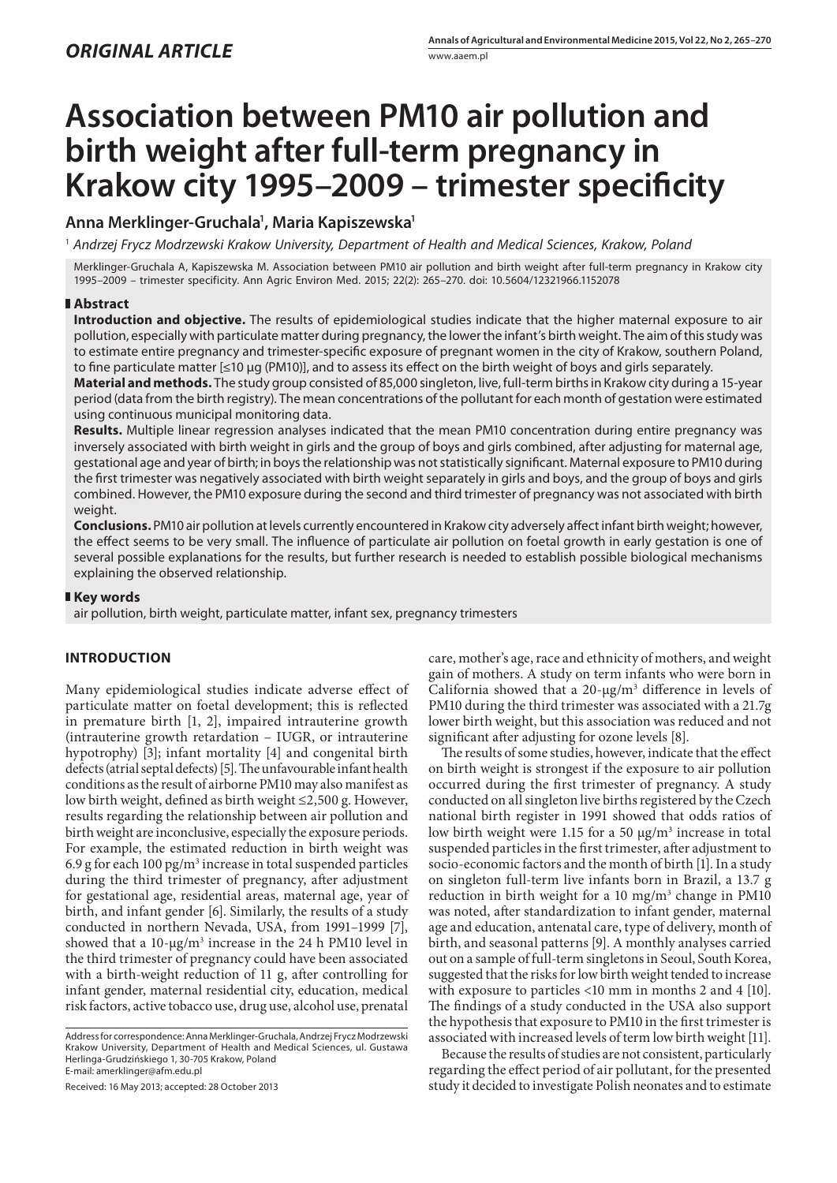*ORIGINAL ARTICLE*

# Association between PM10 air pollution and birth weight after full-term pregnancy in Krakow city 1995–2009 – trimester specificity

**Anna Merklinger-Gruchala[1], Maria Kapiszewska[1]**

[1] *Andrzej Frycz Modrzewski Krakow University, Department of Health and Medical Sciences, Krakow, Poland*

Merklinger-Gruchala A, Kapiszewska M. Association between PM10 air pollution and birth weight after full-term pregnancy in Krakow city 1995–2009 – trimester specificity. Ann Agric Environ Med. 2015; 22(2): 265–270. doi: 10.5604/12321966.1152078

## Abstract

**Introduction and objective.** The results of epidemiological studies indicate that the higher maternal exposure to air pollution, especially with particulate matter during pregnancy, the lower the infant's birth weight. The aim of this study was to estimate entire pregnancy and trimester-specific exposure of pregnant women in the city of Krakow, southern Poland, to fine particulate matter [≤10 μg (PM10)], and to assess its effect on the birth weight of boys and girls separately.

**Material and methods.** The study group consisted of 85,000 singleton, live, full-term births in Krakow city during a 15-year period (data from the birth registry). The mean concentrations of the pollutant for each month of gestation were estimated using continuous municipal monitoring data.

**Results.** Multiple linear regression analyses indicated that the mean PM10 concentration during entire pregnancy was inversely associated with birth weight in girls and the group of boys and girls combined, after adjusting for maternal age, gestational age and year of birth; in boys the relationship was not statistically significant. Maternal exposure to PM10 during the first trimester was negatively associated with birth weight separately in girls and boys, and the group of boys and girls combined. However, the PM10 exposure during the second and third trimester of pregnancy was not associated with birth weight.

**Conclusions.** PM10 air pollution at levels currently encountered in Krakow city adversely affect infant birth weight; however, the effect seems to be very small. The influence of particulate air pollution on foetal growth in early gestation is one of several possible explanations for the results, but further research is needed to establish possible biological mechanisms explaining the observed relationship.

## Key words

air pollution, birth weight, particulate matter, infant sex, pregnancy trimesters

## INTRODUCTION

Many epidemiological studies indicate adverse effect of particulate matter on foetal development; this is reflected in premature birth [1, 2], impaired intrauterine growth (intrauterine growth retardation – IUGR, or intrauterine hypotrophy) [3]; infant mortality [4] and congenital birth defects (atrial septal defects) [5]. The unfavourable infant health conditions as the result of airborne PM10 may also manifest as low birth weight, defined as birth weight ≤2,500 g. However, results regarding the relationship between air pollution and birth weight are inconclusive, especially the exposure periods. For example, the estimated reduction in birth weight was 6.9 g for each 100 pg/m$^3$ increase in total suspended particles during the third trimester of pregnancy, after adjustment for gestational age, residential areas, maternal age, year of birth, and infant gender [6]. Similarly, the results of a study conducted in northern Nevada, USA, from 1991–1999 [7], showed that a 10-μg/m$^3$ increase in the 24 h PM10 level in the third trimester of pregnancy could have been associated with a birth-weight reduction of 11 g, after controlling for infant gender, maternal residential city, education, medical risk factors, active tobacco use, drug use, alcohol use, prenatal care, mother's age, race and ethnicity of mothers, and weight gain of mothers. A study on term infants who were born in California showed that a 20-μg/m$^3$ difference in levels of PM10 during the third trimester was associated with a 21.7g lower birth weight, but this association was reduced and not significant after adjusting for ozone levels [8].

The results of some studies, however, indicate that the effect on birth weight is strongest if the exposure to air pollution occurred during the first trimester of pregnancy. A study conducted on all singleton live births registered by the Czech national birth register in 1991 showed that odds ratios of low birth weight were 1.15 for a 50 μg/m$^3$ increase in total suspended particles in the first trimester, after adjustment to socio-economic factors and the month of birth [1]. In a study on singleton full-term live infants born in Brazil, a 13.7 g reduction in birth weight for a 10 mg/m$^3$ change in PM10 was noted, after standardization to infant gender, maternal age and education, antenatal care, type of delivery, month of birth, and seasonal patterns [9]. A monthly analyses carried out on a sample of full-term singletons in Seoul, South Korea, suggested that the risks for low birth weight tended to increase with exposure to particles <10 mm in months 2 and 4 [10]. The findings of a study conducted in the USA also support the hypothesis that exposure to PM10 in the first trimester is associated with increased levels of term low birth weight [11].

Because the results of studies are not consistent, particularly regarding the effect period of air pollutant, for the presented study it decided to investigate Polish neonates and to estimate

Address for correspondence: Anna Merklinger-Gruchala, Andrzej Frycz Modrzewski Krakow University, Department of Health and Medical Sciences, ul. Gustawa Herlinga-Grudzińskiego 1, 30-705 Krakow, Poland
E-mail: amerklinger@afm.edu.pl

Received: 16 May 2013; accepted: 28 October 2013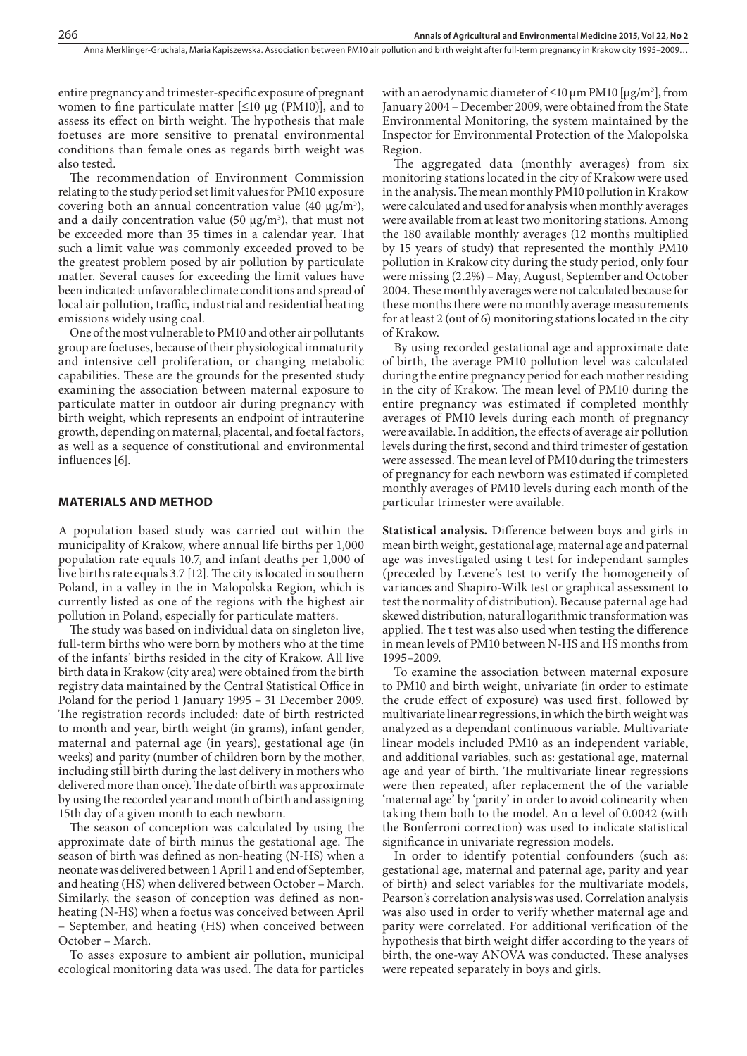entire pregnancy and trimester-specific exposure of pregnant women to fine particulate matter [≤10 µg (PM10)], and to assess its effect on birth weight. The hypothesis that male foetuses are more sensitive to prenatal environmental conditions than female ones as regards birth weight was also tested.

The recommendation of Environment Commission relating to the study period set limit values for PM10 exposure covering both an annual concentration value (40 µg/m$^3$), and a daily concentration value (50 µg/m$^3$), that must not be exceeded more than 35 times in a calendar year. That such a limit value was commonly exceeded proved to be the greatest problem posed by air pollution by particulate matter. Several causes for exceeding the limit values have been indicated: unfavorable climate conditions and spread of local air pollution, traffic, industrial and residential heating emissions widely using coal.

One of the most vulnerable to PM10 and other air pollutants group are foetuses, because of their physiological immaturity and intensive cell proliferation, or changing metabolic capabilities. These are the grounds for the presented study examining the association between maternal exposure to particulate matter in outdoor air during pregnancy with birth weight, which represents an endpoint of intrauterine growth, depending on maternal, placental, and foetal factors, as well as a sequence of constitutional and environmental influences [6].

## MATERIALS AND METHOD

A population based study was carried out within the municipality of Krakow, where annual life births per 1,000 population rate equals 10.7, and infant deaths per 1,000 of live births rate equals 3.7 [12]. The city is located in southern Poland, in a valley in the in Malopolska Region, which is currently listed as one of the regions with the highest air pollution in Poland, especially for particulate matters.

The study was based on individual data on singleton live, full-term births who were born by mothers who at the time of the infants' births resided in the city of Krakow. All live birth data in Krakow (city area) were obtained from the birth registry data maintained by the Central Statistical Office in Poland for the period 1 January 1995 – 31 December 2009. The registration records included: date of birth restricted to month and year, birth weight (in grams), infant gender, maternal and paternal age (in years), gestational age (in weeks) and parity (number of children born by the mother, including still birth during the last delivery in mothers who delivered more than once). The date of birth was approximate by using the recorded year and month of birth and assigning 15th day of a given month to each newborn.

The season of conception was calculated by using the approximate date of birth minus the gestational age. The season of birth was defined as non-heating (N-HS) when a neonate was delivered between 1 April 1 and end of September, and heating (HS) when delivered between October – March. Similarly, the season of conception was defined as non-heating (N-HS) when a foetus was conceived between April – September, and heating (HS) when conceived between October – March.

To asses exposure to ambient air pollution, municipal ecological monitoring data was used. The data for particles with an aerodynamic diameter of ≤10 µm PM10 [µg/m$^3$], from January 2004 – December 2009, were obtained from the State Environmental Monitoring, the system maintained by the Inspector for Environmental Protection of the Malopolska Region.

The aggregated data (monthly averages) from six monitoring stations located in the city of Krakow were used in the analysis. The mean monthly PM10 pollution in Krakow were calculated and used for analysis when monthly averages were available from at least two monitoring stations. Among the 180 available monthly averages (12 months multiplied by 15 years of study) that represented the monthly PM10 pollution in Krakow city during the study period, only four were missing (2.2%) – May, August, September and October 2004. These monthly averages were not calculated because for these months there were no monthly average measurements for at least 2 (out of 6) monitoring stations located in the city of Krakow.

By using recorded gestational age and approximate date of birth, the average PM10 pollution level was calculated during the entire pregnancy period for each mother residing in the city of Krakow. The mean level of PM10 during the entire pregnancy was estimated if completed monthly averages of PM10 levels during each month of pregnancy were available. In addition, the effects of average air pollution levels during the first, second and third trimester of gestation were assessed. The mean level of PM10 during the trimesters of pregnancy for each newborn was estimated if completed monthly averages of PM10 levels during each month of the particular trimester were available.

**Statistical analysis.** Difference between boys and girls in mean birth weight, gestational age, maternal age and paternal age was investigated using t test for independant samples (preceded by Levene's test to verify the homogeneity of variances and Shapiro-Wilk test or graphical assessment to test the normality of distribution). Because paternal age had skewed distribution, natural logarithmic transformation was applied. The t test was also used when testing the difference in mean levels of PM10 between N-HS and HS months from 1995–2009.

To examine the association between maternal exposure to PM10 and birth weight, univariate (in order to estimate the crude effect of exposure) was used first, followed by multivariate linear regressions, in which the birth weight was analyzed as a dependant continuous variable. Multivariate linear models included PM10 as an independent variable, and additional variables, such as: gestational age, maternal age and year of birth. The multivariate linear regressions were then repeated, after replacement the of the variable 'maternal age' by 'parity' in order to avoid colinearity when taking them both to the model. An α level of 0.0042 (with the Bonferroni correction) was used to indicate statistical significance in univariate regression models.

In order to identify potential confounders (such as: gestational age, maternal and paternal age, parity and year of birth) and select variables for the multivariate models, Pearson's correlation analysis was used. Correlation analysis was also used in order to verify whether maternal age and parity were correlated. For additional verification of the hypothesis that birth weight differ according to the years of birth, the one-way ANOVA was conducted. These analyses were repeated separately in boys and girls.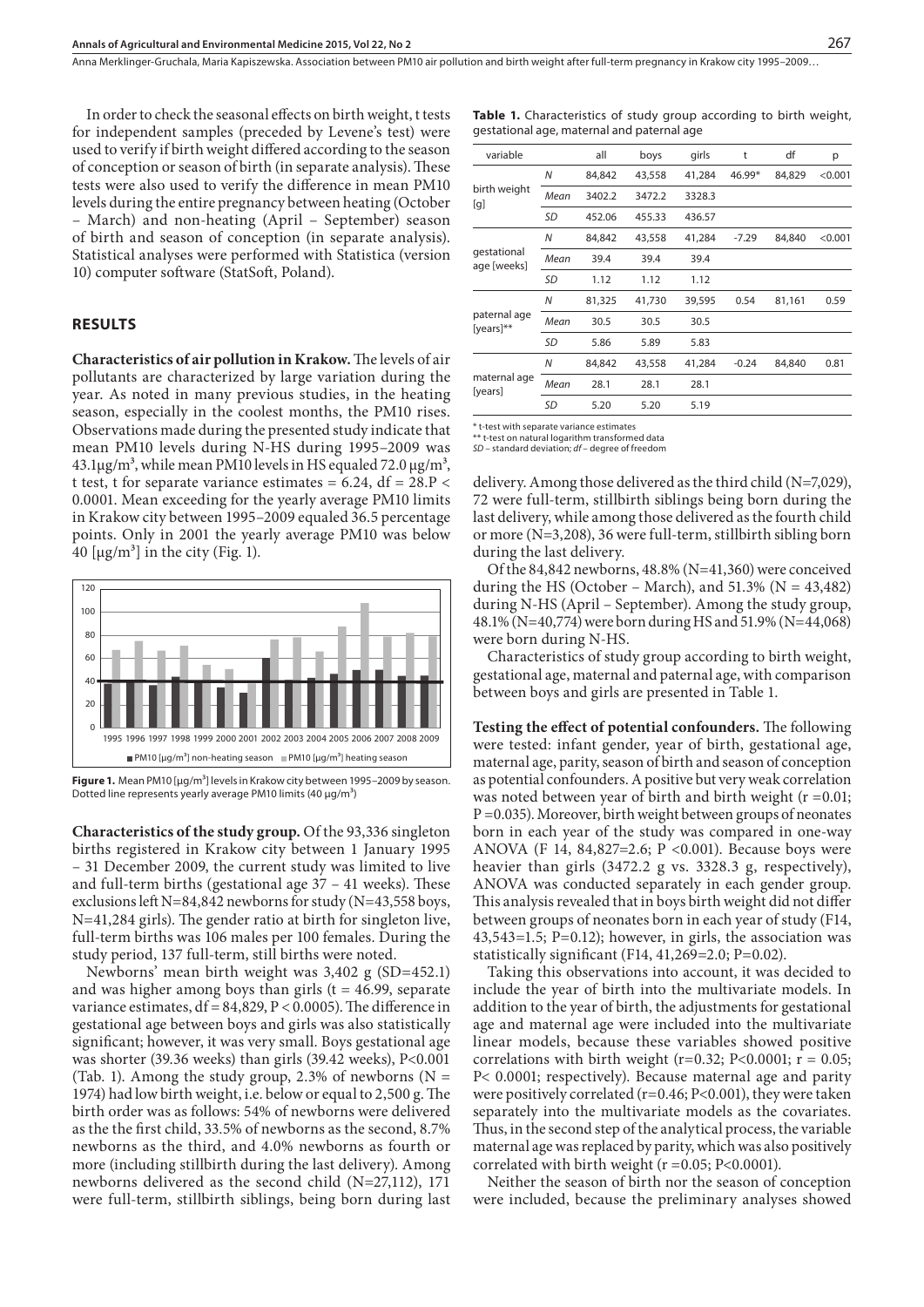In order to check the seasonal effects on birth weight, t tests for independent samples (preceded by Levene's test) were used to verify if birth weight differed according to the season of conception or season of birth (in separate analysis). These tests were also used to verify the difference in mean PM10 levels during the entire pregnancy between heating (October – March) and non-heating (April – September) season of birth and season of conception (in separate analysis). Statistical analyses were performed with Statistica (version 10) computer software (StatSoft, Poland).

## RESULTS

**Characteristics of air pollution in Krakow.** The levels of air pollutants are characterized by large variation during the year. As noted in many previous studies, in the heating season, especially in the coolest months, the PM10 rises. Observations made during the presented study indicate that mean PM10 levels during N-HS during 1995–2009 was 43.1μg/m³, while mean PM10 levels in HS equaled 72.0 μg/m³, t test, t for separate variance estimates = 6.24, df = 28.P < 0.0001. Mean exceeding for the yearly average PM10 limits in Krakow city between 1995–2009 equaled 36.5 percentage points. Only in 2001 the yearly average PM10 was below 40 [μg/m³] in the city (Fig. 1).

**Figure 1.** Mean PM10 [μg/m³] levels in Krakow city between 1995–2009 by season. Dotted line represents yearly average PM10 limits (40 μg/m³)

**Characteristics of the study group.** Of the 93,336 singleton births registered in Krakow city between 1 January 1995 – 31 December 2009, the current study was limited to live and full-term births (gestational age 37 – 41 weeks). These exclusions left N=84,842 newborns for study (N=43,558 boys, N=41,284 girls). The gender ratio at birth for singleton live, full-term births was 106 males per 100 females. During the study period, 137 full-term, still births were noted.

Newborns' mean birth weight was 3,402 g (SD=452.1) and was higher among boys than girls (t = 46.99, separate variance estimates, df = 84,829, P < 0.0005). The difference in gestational age between boys and girls was also statistically significant; however, it was very small. Boys gestational age was shorter (39.36 weeks) than girls (39.42 weeks), P<0.001 (Tab. 1). Among the study group, 2.3% of newborns (N = 1974) had low birth weight, i.e. below or equal to 2,500 g. The birth order was as follows: 54% of newborns were delivered as the the first child, 33.5% of newborns as the second, 8.7% newborns as the third, and 4.0% newborns as fourth or more (including stillbirth during the last delivery). Among newborns delivered as the second child (N=27,112), 171 were full-term, stillbirth siblings, being born during last delivery. Among those delivered as the third child (N=7,029), 72 were full-term, stillbirth siblings being born during the last delivery, while among those delivered as the fourth child or more (N=3,208), 36 were full-term, stillbirth sibling born during the last delivery.

Of the 84,842 newborns, 48.8% (N=41,360) were conceived during the HS (October – March), and 51.3% (N = 43,482) during N-HS (April – September). Among the study group, 48.1% (N=40,774) were born during HS and 51.9% (N=44,068) were born during N-HS.

Characteristics of study group according to birth weight, gestational age, maternal and paternal age, with comparison between boys and girls are presented in Table 1.

**Table 1.** Characteristics of study group according to birth weight, gestational age, maternal and paternal age

| variable | | all | boys | girls | t | df | p |
|---|---|---|---|---|---|---|---|
| birth weight [g] | *N* | 84,842 | 43,558 | 41,284 | 46.99* | 84,829 | <0.001 |
| | *Mean* | 3402.2 | 3472.2 | 3328.3 | | | |
| | *SD* | 452.06 | 455.33 | 436.57 | | | |
| gestational age [weeks] | *N* | 84,842 | 43,558 | 41,284 | -7.29 | 84,840 | <0.001 |
| | *Mean* | 39.4 | 39.4 | 39.4 | | | |
| | *SD* | 1.12 | 1.12 | 1.12 | | | |
| paternal age [years]** | *N* | 81,325 | 41,730 | 39,595 | 0.54 | 81,161 | 0.59 |
| | *Mean* | 30.5 | 30.5 | 30.5 | | | |
| | *SD* | 5.86 | 5.89 | 5.83 | | | |
| maternal age [years] | *N* | 84,842 | 43,558 | 41,284 | -0.24 | 84,840 | 0.81 |
| | *Mean* | 28.1 | 28.1 | 28.1 | | | |
| | *SD* | 5.20 | 5.20 | 5.19 | | | |

\* t-test with separate variance estimates
\** t-test on natural logarithm transformed data
*SD* – standard deviation; *df* – degree of freedom

**Testing the effect of potential confounders.** The following were tested: infant gender, year of birth, gestational age, maternal age, parity, season of birth and season of conception as potential confounders. A positive but very weak correlation was noted between year of birth and birth weight (r =0.01; P =0.035). Moreover, birth weight between groups of neonates born in each year of the study was compared in one-way ANOVA (F 14, 84,827=2.6; P <0.001). Because boys were heavier than girls (3472.2 g vs. 3328.3 g, respectively), ANOVA was conducted separately in each gender group. This analysis revealed that in boys birth weight did not differ between groups of neonates born in each year of study (F14, 43,543=1.5; P=0.12); however, in girls, the association was statistically significant (F14, 41,269=2.0; P=0.02).

Taking this observations into account, it was decided to include the year of birth into the multivariate models. In addition to the year of birth, the adjustments for gestational age and maternal age were included into the multivariate linear models, because these variables showed positive correlations with birth weight (r=0.32; P<0.0001; r = 0.05; P< 0.0001; respectively). Because maternal age and parity were positively correlated (r=0.46; P<0.001), they were taken separately into the multivariate models as the covariates. Thus, in the second step of the analytical process, the variable maternal age was replaced by parity, which was also positively correlated with birth weight (r =0.05; P<0.0001).

Neither the season of birth nor the season of conception were included, because the preliminary analyses showed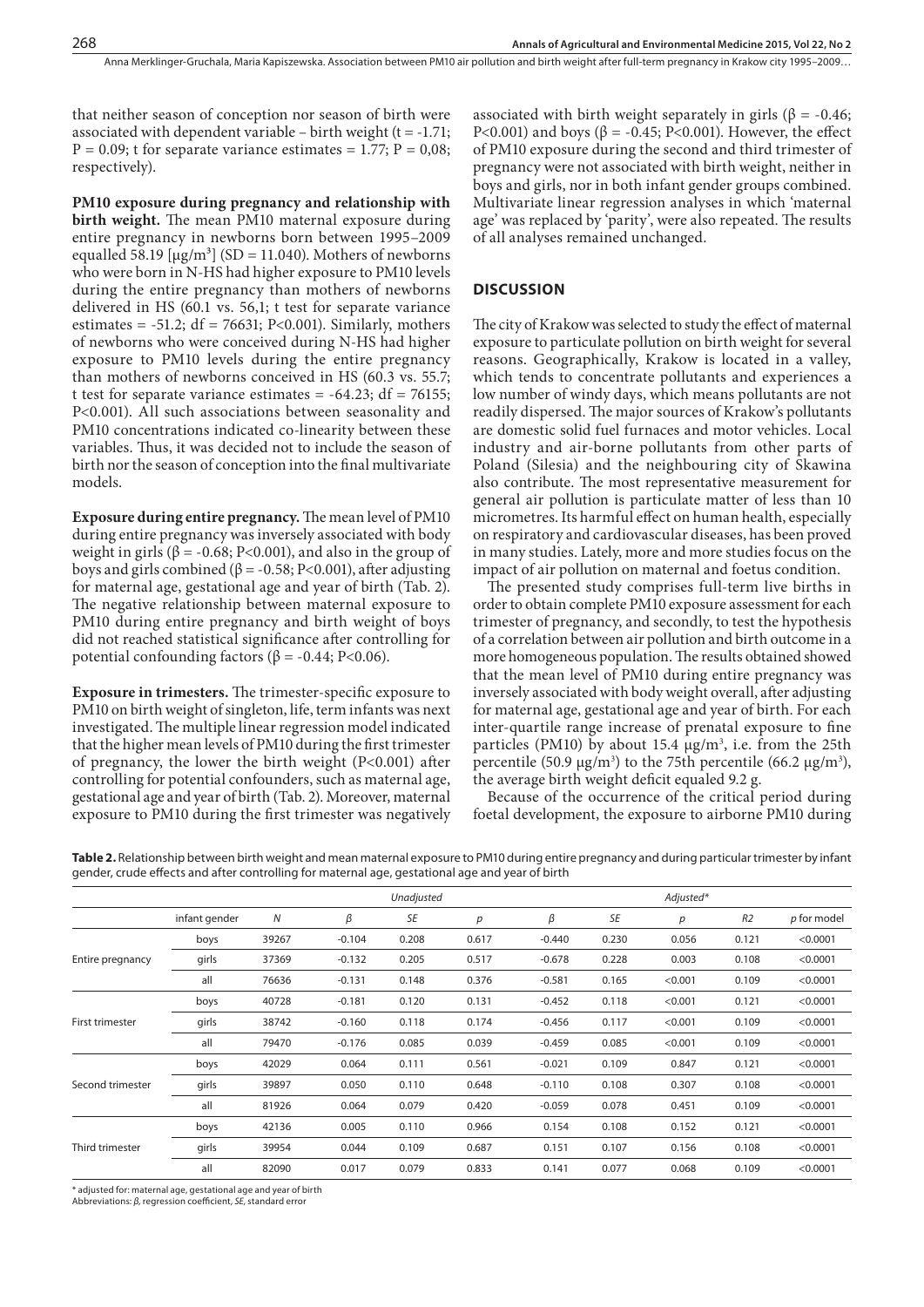that neither season of conception nor season of birth were associated with dependent variable – birth weight (t = -1.71; P = 0.09; t for separate variance estimates = 1.77; P = 0,08; respectively).

**PM10 exposure during pregnancy and relationship with birth weight.** The mean PM10 maternal exposure during entire pregnancy in newborns born between 1995–2009 equalled 58.19 [$\mu g/m^3$] (SD = 11.040). Mothers of newborns who were born in N-HS had higher exposure to PM10 levels during the entire pregnancy than mothers of newborns delivered in HS (60.1 vs. 56,1; t test for separate variance estimates = -51.2; df = 76631; P<0.001). Similarly, mothers of newborns who were conceived during N-HS had higher exposure to PM10 levels during the entire pregnancy than mothers of newborns conceived in HS (60.3 vs. 55.7; t test for separate variance estimates = -64.23; df = 76155; P<0.001). All such associations between seasonality and PM10 concentrations indicated co-linearity between these variables. Thus, it was decided not to include the season of birth nor the season of conception into the final multivariate models.

**Exposure during entire pregnancy.** The mean level of PM10 during entire pregnancy was inversely associated with body weight in girls (β = -0.68; P<0.001), and also in the group of boys and girls combined (β = -0.58; P<0.001), after adjusting for maternal age, gestational age and year of birth (Tab. 2). The negative relationship between maternal exposure to PM10 during entire pregnancy and birth weight of boys did not reached statistical significance after controlling for potential confounding factors (β = -0.44; P<0.06).

**Exposure in trimesters.** The trimester-specific exposure to PM10 on birth weight of singleton, life, term infants was next investigated. The multiple linear regression model indicated that the higher mean levels of PM10 during the first trimester of pregnancy, the lower the birth weight (P<0.001) after controlling for potential confounders, such as maternal age, gestational age and year of birth (Tab. 2). Moreover, maternal exposure to PM10 during the first trimester was negatively associated with birth weight separately in girls (β = -0.46; P<0.001) and boys (β = -0.45; P<0.001). However, the effect of PM10 exposure during the second and third trimester of pregnancy were not associated with birth weight, neither in boys and girls, nor in both infant gender groups combined. Multivariate linear regression analyses in which 'maternal age' was replaced by 'parity', were also repeated. The results of all analyses remained unchanged.

## DISCUSSION

The city of Krakow was selected to study the effect of maternal exposure to particulate pollution on birth weight for several reasons. Geographically, Krakow is located in a valley, which tends to concentrate pollutants and experiences a low number of windy days, which means pollutants are not readily dispersed. The major sources of Krakow's pollutants are domestic solid fuel furnaces and motor vehicles. Local industry and air-borne pollutants from other parts of Poland (Silesia) and the neighbouring city of Skawina also contribute. The most representative measurement for general air pollution is particulate matter of less than 10 micrometres. Its harmful effect on human health, especially on respiratory and cardiovascular diseases, has been proved in many studies. Lately, more and more studies focus on the impact of air pollution on maternal and foetus condition.

The presented study comprises full-term live births in order to obtain complete PM10 exposure assessment for each trimester of pregnancy, and secondly, to test the hypothesis of a correlation between air pollution and birth outcome in a more homogeneous population. The results obtained showed that the mean level of PM10 during entire pregnancy was inversely associated with body weight overall, after adjusting for maternal age, gestational age and year of birth. For each inter-quartile range increase of prenatal exposure to fine particles (PM10) by about 15.4 $\mu g/m^3$, i.e. from the 25th percentile (50.9 $\mu g/m^3$) to the 75th percentile (66.2 $\mu g/m^3$), the average birth weight deficit equaled 9.2 g.

Because of the occurrence of the critical period during foetal development, the exposure to airborne PM10 during

**Table 2.** Relationship between birth weight and mean maternal exposure to PM10 during entire pregnancy and during particular trimester by infant gender, crude effects and after controlling for maternal age, gestational age and year of birth

| | | | *Unadjusted* | | | *Adjusted** | | | | |
|---|---|---|---|---|---|---|---|---|---|---|
| | infant gender | *N* | *β* | *SE* | *p* | *β* | *SE* | *p* | *R2* | *p* for model |
| Entire pregnancy | boys | 39267 | -0.104 | 0.208 | 0.617 | -0.440 | 0.230 | 0.056 | 0.121 | <0.0001 |
| | girls | 37369 | -0.132 | 0.205 | 0.517 | -0.678 | 0.228 | 0.003 | 0.108 | <0.0001 |
| | all | 76636 | -0.131 | 0.148 | 0.376 | -0.581 | 0.165 | <0.001 | 0.109 | <0.0001 |
| First trimester | boys | 40728 | -0.181 | 0.120 | 0.131 | -0.452 | 0.118 | <0.001 | 0.121 | <0.0001 |
| | girls | 38742 | -0.160 | 0.118 | 0.174 | -0.456 | 0.117 | <0.001 | 0.109 | <0.0001 |
| | all | 79470 | -0.176 | 0.085 | 0.039 | -0.459 | 0.085 | <0.001 | 0.109 | <0.0001 |
| Second trimester | boys | 42029 | 0.064 | 0.111 | 0.561 | -0.021 | 0.109 | 0.847 | 0.121 | <0.0001 |
| | girls | 39897 | 0.050 | 0.110 | 0.648 | -0.110 | 0.108 | 0.307 | 0.108 | <0.0001 |
| | all | 81926 | 0.064 | 0.079 | 0.420 | -0.059 | 0.078 | 0.451 | 0.109 | <0.0001 |
| Third trimester | boys | 42136 | 0.005 | 0.110 | 0.966 | 0.154 | 0.108 | 0.152 | 0.121 | <0.0001 |
| | girls | 39954 | 0.044 | 0.109 | 0.687 | 0.151 | 0.107 | 0.156 | 0.108 | <0.0001 |
| | all | 82090 | 0.017 | 0.079 | 0.833 | 0.141 | 0.077 | 0.068 | 0.109 | <0.0001 |

\* adjusted for: maternal age, gestational age and year of birth
Abbreviations: *β*, regression coefficient, *SE*, standard error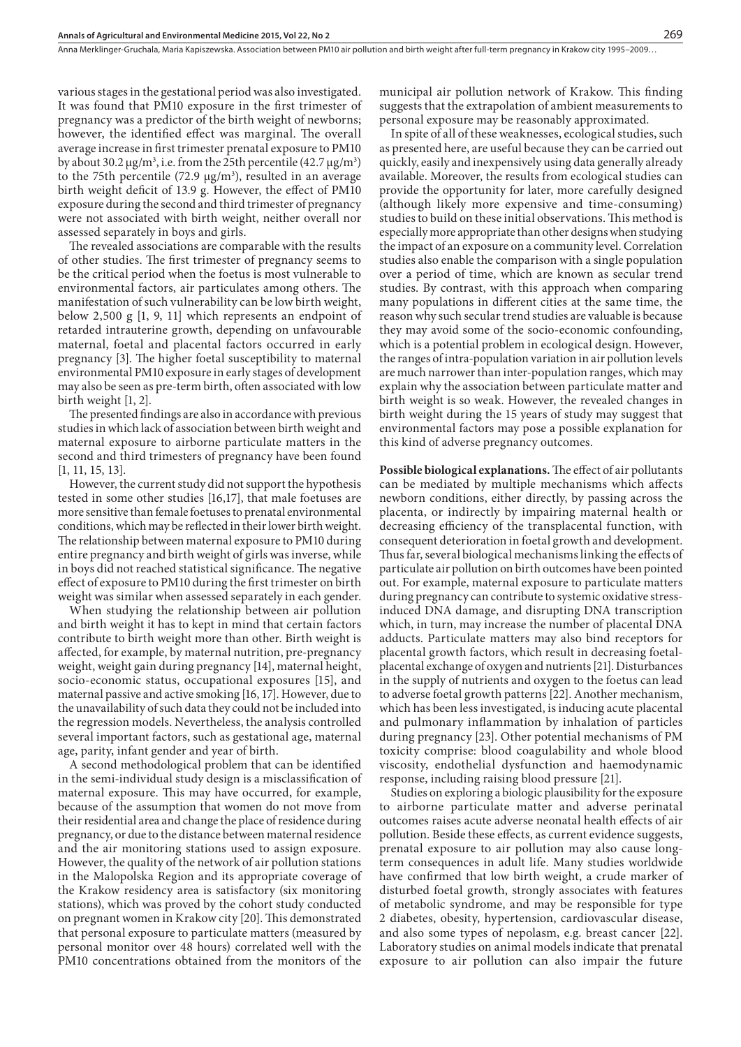various stages in the gestational period was also investigated. It was found that PM10 exposure in the first trimester of pregnancy was a predictor of the birth weight of newborns; however, the identified effect was marginal. The overall average increase in first trimester prenatal exposure to PM10 by about 30.2 μg/m$^3$, i.e. from the 25th percentile (42.7 μg/m$^3$) to the 75th percentile (72.9 μg/m$^3$), resulted in an average birth weight deficit of 13.9 g. However, the effect of PM10 exposure during the second and third trimester of pregnancy were not associated with birth weight, neither overall nor assessed separately in boys and girls.

The revealed associations are comparable with the results of other studies. The first trimester of pregnancy seems to be the critical period when the foetus is most vulnerable to environmental factors, air particulates among others. The manifestation of such vulnerability can be low birth weight, below 2,500 g [1, 9, 11] which represents an endpoint of retarded intrauterine growth, depending on unfavourable maternal, foetal and placental factors occurred in early pregnancy [3]. The higher foetal susceptibility to maternal environmental PM10 exposure in early stages of development may also be seen as pre-term birth, often associated with low birth weight [1, 2].

The presented findings are also in accordance with previous studies in which lack of association between birth weight and maternal exposure to airborne particulate matters in the second and third trimesters of pregnancy have been found [1, 11, 15, 13].

However, the current study did not support the hypothesis tested in some other studies [16,17], that male foetuses are more sensitive than female foetuses to prenatal environmental conditions, which may be reflected in their lower birth weight. The relationship between maternal exposure to PM10 during entire pregnancy and birth weight of girls was inverse, while in boys did not reached statistical significance. The negative effect of exposure to PM10 during the first trimester on birth weight was similar when assessed separately in each gender.

When studying the relationship between air pollution and birth weight it has to kept in mind that certain factors contribute to birth weight more than other. Birth weight is affected, for example, by maternal nutrition, pre-pregnancy weight, weight gain during pregnancy [14], maternal height, socio-economic status, occupational exposures [15], and maternal passive and active smoking [16, 17]. However, due to the unavailability of such data they could not be included into the regression models. Nevertheless, the analysis controlled several important factors, such as gestational age, maternal age, parity, infant gender and year of birth.

A second methodological problem that can be identified in the semi-individual study design is a misclassification of maternal exposure. This may have occurred, for example, because of the assumption that women do not move from their residential area and change the place of residence during pregnancy, or due to the distance between maternal residence and the air monitoring stations used to assign exposure. However, the quality of the network of air pollution stations in the Malopolska Region and its appropriate coverage of the Krakow residency area is satisfactory (six monitoring stations), which was proved by the cohort study conducted on pregnant women in Krakow city [20]. This demonstrated that personal exposure to particulate matters (measured by personal monitor over 48 hours) correlated well with the PM10 concentrations obtained from the monitors of the municipal air pollution network of Krakow. This finding suggests that the extrapolation of ambient measurements to personal exposure may be reasonably approximated.

In spite of all of these weaknesses, ecological studies, such as presented here, are useful because they can be carried out quickly, easily and inexpensively using data generally already available. Moreover, the results from ecological studies can provide the opportunity for later, more carefully designed (although likely more expensive and time-consuming) studies to build on these initial observations. This method is especially more appropriate than other designs when studying the impact of an exposure on a community level. Correlation studies also enable the comparison with a single population over a period of time, which are known as secular trend studies. By contrast, with this approach when comparing many populations in different cities at the same time, the reason why such secular trend studies are valuable is because they may avoid some of the socio-economic confounding, which is a potential problem in ecological design. However, the ranges of intra-population variation in air pollution levels are much narrower than inter-population ranges, which may explain why the association between particulate matter and birth weight is so weak. However, the revealed changes in birth weight during the 15 years of study may suggest that environmental factors may pose a possible explanation for this kind of adverse pregnancy outcomes.

**Possible biological explanations.** The effect of air pollutants can be mediated by multiple mechanisms which affects newborn conditions, either directly, by passing across the placenta, or indirectly by impairing maternal health or decreasing efficiency of the transplacental function, with consequent deterioration in foetal growth and development. Thus far, several biological mechanisms linking the effects of particulate air pollution on birth outcomes have been pointed out. For example, maternal exposure to particulate matters during pregnancy can contribute to systemic oxidative stress-induced DNA damage, and disrupting DNA transcription which, in turn, may increase the number of placental DNA adducts. Particulate matters may also bind receptors for placental growth factors, which result in decreasing foetal-placental exchange of oxygen and nutrients [21]. Disturbances in the supply of nutrients and oxygen to the foetus can lead to adverse foetal growth patterns [22]. Another mechanism, which has been less investigated, is inducing acute placental and pulmonary inflammation by inhalation of particles during pregnancy [23]. Other potential mechanisms of PM toxicity comprise: blood coagulability and whole blood viscosity, endothelial dysfunction and haemodynamic response, including raising blood pressure [21].

Studies on exploring a biologic plausibility for the exposure to airborne particulate matter and adverse perinatal outcomes raises acute adverse neonatal health effects of air pollution. Beside these effects, as current evidence suggests, prenatal exposure to air pollution may also cause long-term consequences in adult life. Many studies worldwide have confirmed that low birth weight, a crude marker of disturbed foetal growth, strongly associates with features of metabolic syndrome, and may be responsible for type 2 diabetes, obesity, hypertension, cardiovascular disease, and also some types of nepolasm, e.g. breast cancer [22]. Laboratory studies on animal models indicate that prenatal exposure to air pollution can also impair the future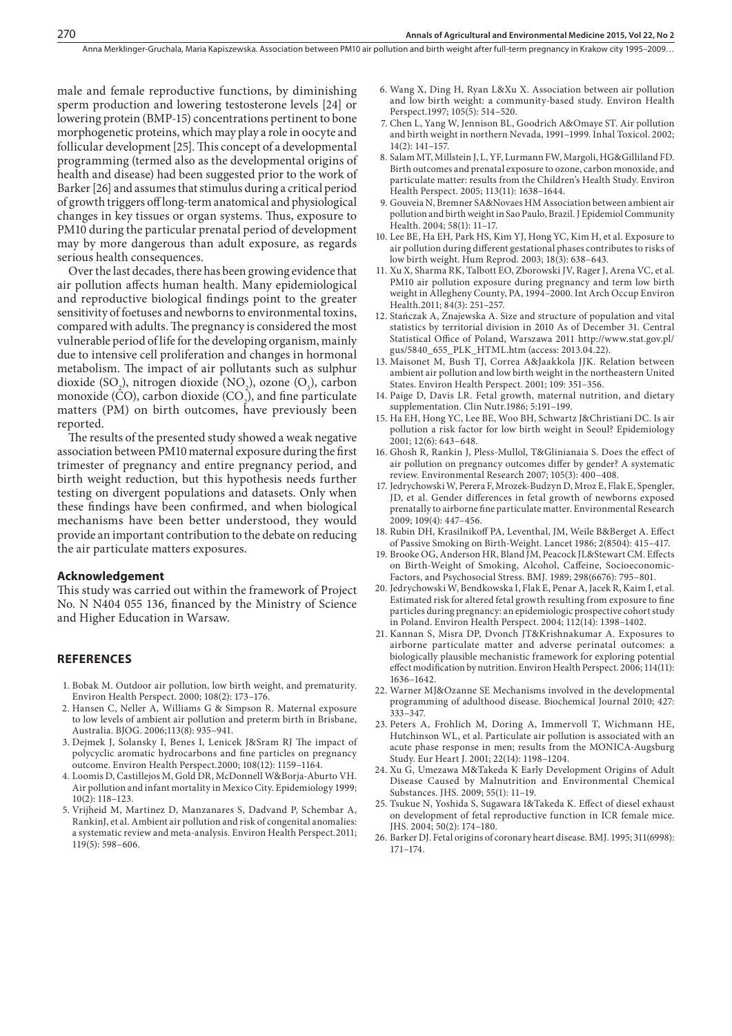male and female reproductive functions, by diminishing sperm production and lowering testosterone levels [24] or lowering protein (BMP-15) concentrations pertinent to bone morphogenetic proteins, which may play a role in oocyte and follicular development [25]. This concept of a developmental programming (termed also as the developmental origins of health and disease) had been suggested prior to the work of Barker [26] and assumes that stimulus during a critical period of growth triggers off long-term anatomical and physiological changes in key tissues or organ systems. Thus, exposure to PM10 during the particular prenatal period of development may by more dangerous than adult exposure, as regards serious health consequences.

Over the last decades, there has been growing evidence that air pollution affects human health. Many epidemiological and reproductive biological findings point to the greater sensitivity of foetuses and newborns to environmental toxins, compared with adults. The pregnancy is considered the most vulnerable period of life for the developing organism, mainly due to intensive cell proliferation and changes in hormonal metabolism. The impact of air pollutants such as sulphur dioxide ($SO_2$), nitrogen dioxide ($NO_2$), ozone ($O_3$), carbon monoxide (CO), carbon dioxide ($CO_2$), and fine particulate matters (PM) on birth outcomes, have previously been reported.

The results of the presented study showed a weak negative association between PM10 maternal exposure during the first trimester of pregnancy and entire pregnancy period, and birth weight reduction, but this hypothesis needs further testing on divergent populations and datasets. Only when these findings have been confirmed, and when biological mechanisms have been better understood, they would provide an important contribution to the debate on reducing the air particulate matters exposures.

### Acknowledgement

This study was carried out within the framework of Project No. N N404 055 136, financed by the Ministry of Science and Higher Education in Warsaw.

## REFERENCES

1. Bobak M. Outdoor air pollution, low birth weight, and prematurity. Environ Health Perspect. 2000; 108(2): 173–176.
2. Hansen C, Neller A, Williams G & Simpson R. Maternal exposure to low levels of ambient air pollution and preterm birth in Brisbane, Australia. BJOG. 2006;113(8): 935–941.
3. Dejmek J, Solansky I, Benes I, Lenicek J&Sram RJ The impact of polycyclic aromatic hydrocarbons and fine particles on pregnancy outcome. Environ Health Perspect.2000; 108(12): 1159–1164.
4. Loomis D, Castillejos M, Gold DR, McDonnell W&Borja-Aburto VH. Air pollution and infant mortality in Mexico City. Epidemiology 1999; 10(2): 118–123.
5. Vrijheid M, Martinez D, Manzanares S, Dadvand P, Schembar A, RankinJ, et al. Ambient air pollution and risk of congenital anomalies: a systematic review and meta-analysis. Environ Health Perspect.2011; 119(5): 598–606.
6. Wang X, Ding H, Ryan L&Xu X. Association between air pollution and low birth weight: a community-based study. Environ Health Perspect.1997; 105(5): 514–520.
7. Chen L, Yang W, Jennison BL, Goodrich A&Omaye ST. Air pollution and birth weight in northern Nevada, 1991–1999. Inhal Toxicol. 2002; 14(2): 141–157.
8. Salam MT, Millstein J, L, YF, Lurmann FW, Margoli, HG&Gilliland FD. Birth outcomes and prenatal exposure to ozone, carbon monoxide, and particulate matter: results from the Children's Health Study. Environ Health Perspect. 2005; 113(11): 1638–1644.
9. Gouveia N, Bremner SA&Novaes HM Association between ambient air pollution and birth weight in Sao Paulo, Brazil. J Epidemiol Community Health. 2004; 58(1): 11–17.
10. Lee BE, Ha EH, Park HS, Kim YJ, Hong YC, Kim H, et al. Exposure to air pollution during different gestational phases contributes to risks of low birth weight. Hum Reprod. 2003; 18(3): 638–643.
11. Xu X, Sharma RK, Talbott EO, Zborowski JV, Rager J, Arena VC, et al. PM10 air pollution exposure during pregnancy and term low birth weight in Allegheny County, PA, 1994–2000. Int Arch Occup Environ Health.2011; 84(3): 251–257.
12. Stańczak A, Znajewska A. Size and structure of population and vital statistics by territorial division in 2010 As of December 31. Central Statistical Office of Poland, Warszawa 2011 http://www.stat.gov.pl/gus/5840_655_PLK_HTML.htm (access: 2013.04.22).
13. Maisonet M, Bush TJ, Correa A&Jaakkola JJK. Relation between ambient air pollution and low birth weight in the northeastern United States. Environ Health Perspect. 2001; 109: 351–356.
14. Paige D, Davis LR. Fetal growth, maternal nutrition, and dietary supplementation. Clin Nutr.1986; 5:191–199.
15. Ha EH, Hong YC, Lee BE, Woo BH, Schwartz J&Christiani DC. Is air pollution a risk factor for low birth weight in Seoul? Epidemiology 2001; 12(6): 643–648.
16. Ghosh R, Rankin J, Pless-Mullol, T&Glinianaia S. Does the effect of air pollution on pregnancy outcomes differ by gender? A systematic review. Environmental Research 2007; 105(3): 400–408.
17. Jedrychowski W, Perera F, Mrozek-Budzyn D, Mroz E, Flak E, Spengler, JD, et al. Gender differences in fetal growth of newborns exposed prenatally to airborne fine particulate matter. Environmental Research 2009; 109(4): 447–456.
18. Rubin DH, Krasilnikoff PA, Leventhal, JM, Weile B&Berget A. Effect of Passive Smoking on Birth-Weight. Lancet 1986; 2(8504): 415–417.
19. Brooke OG, Anderson HR, Bland JM, Peacock JL&Stewart CM. Effects on Birth-Weight of Smoking, Alcohol, Caffeine, Socioeconomic-Factors, and Psychosocial Stress. BMJ. 1989; 298(6676): 795–801.
20. Jedrychowski W, Bendkowska I, Flak E, Penar A, Jacek R, Kaim I, et al. Estimated risk for altered fetal growth resulting from exposure to fine particles during pregnancy: an epidemiologic prospective cohort study in Poland. Environ Health Perspect. 2004; 112(14): 1398–1402.
21. Kannan S, Misra DP, Dvonch JT&Krishnakumar A. Exposures to airborne particulate matter and adverse perinatal outcomes: a biologically plausible mechanistic framework for exploring potential effect modification by nutrition. Environ Health Perspect. 2006; 114(11): 1636–1642.
22. Warner MJ&Ozanne SE Mechanisms involved in the developmental programming of adulthood disease. Biochemical Journal 2010; 427: 333–347.
23. Peters A, Frohlich M, Doring A, Immervoll T, Wichmann HE, Hutchinson WL, et al. Particulate air pollution is associated with an acute phase response in men; results from the MONICA-Augsburg Study. Eur Heart J. 2001; 22(14): 1198–1204.
24. Xu G, Umezawa M&Takeda K Early Development Origins of Adult Disease Caused by Malnutrition and Environmental Chemical Substances. JHS. 2009; 55(1): 11–19.
25. Tsukue N, Yoshida S, Sugawara I&Takeda K. Effect of diesel exhaust on development of fetal reproductive function in ICR female mice. JHS. 2004; 50(2): 174–180.
26. Barker DJ. Fetal origins of coronary heart disease. BMJ. 1995; 311(6998): 171–174.